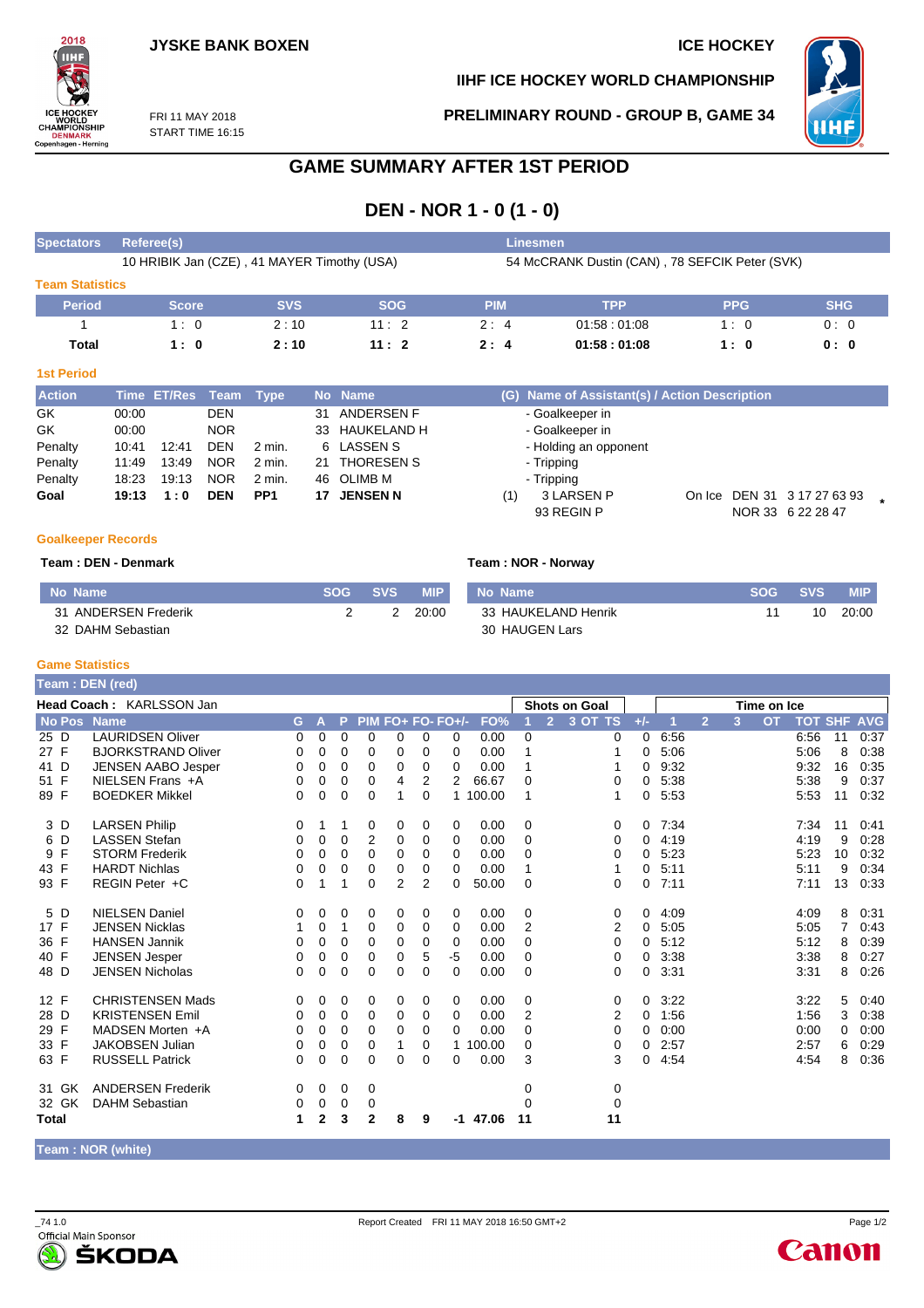JYSKE BANK BOXEN

ICE HOCKEY

IIHF ICE HOCKEY WORLD CHAMPIONSHIP

FRI 11 MAY 2018
START TIME 16:15

PRELIMINARY ROUND - GROUP B, GAME 34

# GAME SUMMARY AFTER 1ST PERIOD

## DEN - NOR 1 - 0 (1 - 0)

| Spectators | Referee(s) | Linesmen |
|---|---|---|
| | 10 HRIBIK Jan (CZE) , 41 MAYER Timothy (USA) | 54 McCRANK Dustin (CAN) , 78 SEFCIK Peter (SVK) |

### Team Statistics

| Period | Score | SVS | SOG | PIM | TPP | PPG | SHG |
|---|---|---|---|---|---|---|---|
| 1 | 1 : 0 | 2 : 10 | 11 : 2 | 2 : 4 | 01:58 : 01:08 | 1 : 0 | 0 : 0 |
| **Total** | **1 : 0** | **2 : 10** | **11 : 2** | **2 : 4** | **01:58 : 01:08** | **1 : 0** | **0 : 0** |

### 1st Period

| Action | Time | ET/Res | Team | Type | No | Name | (G) | Name of Assistant(s) / Action Description | |
|---|---|---|---|---|---|---|---|---|---|
| GK | 00:00 | | DEN | | 31 | ANDERSEN F | | - Goalkeeper in | |
| GK | 00:00 | | NOR | | 33 | HAUKELAND H | | - Goalkeeper in | |
| Penalty | 10:41 | 12:41 | DEN | 2 min. | 6 | LASSEN S | | - Holding an opponent | |
| Penalty | 11:49 | 13:49 | NOR | 2 min. | 21 | THORESEN S | | - Tripping | |
| Penalty | 18:23 | 19:13 | NOR | 2 min. | 46 | OLIMB M | | - Tripping | |
| **Goal** | **19:13** | **1 : 0** | **DEN** | **PP1** | **17** | **JENSEN N** | (1) | 3 LARSEN P<br>93 REGIN P | On Ice DEN 31 3 17 27 63 93 *<br>NOR 33 6 22 28 47 |

### Goalkeeper Records

**Team : DEN - Denmark**

| No | Name | SOG | SVS | MIP |
|---|---|---|---|---|
| 31 | ANDERSEN Frederik | 2 | 2 | 20:00 |
| 32 | DAHM Sebastian | | | |

**Team : NOR - Norway**

| No | Name | SOG | SVS | MIP |
|---|---|---|---|---|
| 33 | HAUKELAND Henrik | 11 | 10 | 20:00 |
| 30 | HAUGEN Lars | | | |

### Game Statistics

**Team : DEN (red)**

**Head Coach :** KARLSSON Jan

| No | Pos | Name | G | A | P | PIM | FO+ | FO- | FO+/- | FO% | SOG 1 | SOG 2 | SOG 3 | SOG OT | SOG TS | +/- | TOI 1 | TOI 2 | TOI 3 | TOI OT | TOT | SHF | AVG |
|---|---|---|---|---|---|---|---|---|---|---|---|---|---|---|---|---|---|---|---|---|---|---|---|
| 25 | D | LAURIDSEN Oliver | 0 | 0 | 0 | 0 | 0 | 0 | 0 | 0.00 | 0 | | | | 0 | 0 | 6:56 | | | | 6:56 | 11 | 0:37 |
| 27 | F | BJORKSTRAND Oliver | 0 | 0 | 0 | 0 | 0 | 0 | 0 | 0.00 | 1 | | | | 1 | 0 | 5:06 | | | | 5:06 | 8 | 0:38 |
| 41 | D | JENSEN AABO Jesper | 0 | 0 | 0 | 0 | 0 | 0 | 0 | 0.00 | 1 | | | | 1 | 0 | 9:32 | | | | 9:32 | 16 | 0:35 |
| 51 | F | NIELSEN Frans +A | 0 | 0 | 0 | 0 | 4 | 2 | 2 | 66.67 | 0 | | | | 0 | 0 | 5:38 | | | | 5:38 | 9 | 0:37 |
| 89 | F | BOEDKER Mikkel | 0 | 0 | 0 | 0 | 1 | 0 | 1 | 100.00 | 1 | | | | 1 | 0 | 5:53 | | | | 5:53 | 11 | 0:32 |
| 3 | D | LARSEN Philip | 0 | 1 | 1 | 0 | 0 | 0 | 0 | 0.00 | 0 | | | | 0 | 0 | 7:34 | | | | 7:34 | 11 | 0:41 |
| 6 | D | LASSEN Stefan | 0 | 0 | 0 | 2 | 0 | 0 | 0 | 0.00 | 0 | | | | 0 | 0 | 4:19 | | | | 4:19 | 9 | 0:28 |
| 9 | F | STORM Frederik | 0 | 0 | 0 | 0 | 0 | 0 | 0 | 0.00 | 0 | | | | 0 | 0 | 5:23 | | | | 5:23 | 10 | 0:32 |
| 43 | F | HARDT Nichlas | 0 | 0 | 0 | 0 | 0 | 0 | 0 | 0.00 | 1 | | | | 1 | 0 | 5:11 | | | | 5:11 | 9 | 0:34 |
| 93 | F | REGIN Peter +C | 0 | 1 | 1 | 0 | 2 | 2 | 0 | 50.00 | 0 | | | | 0 | 0 | 7:11 | | | | 7:11 | 13 | 0:33 |
| 5 | D | NIELSEN Daniel | 0 | 0 | 0 | 0 | 0 | 0 | 0 | 0.00 | 0 | | | | 0 | 0 | 4:09 | | | | 4:09 | 8 | 0:31 |
| 17 | F | JENSEN Nicklas | 1 | 0 | 1 | 0 | 0 | 0 | 0 | 0.00 | 2 | | | | 2 | 0 | 5:05 | | | | 5:05 | 7 | 0:43 |
| 36 | F | HANSEN Jannik | 0 | 0 | 0 | 0 | 0 | 0 | 0 | 0.00 | 0 | | | | 0 | 0 | 5:12 | | | | 5:12 | 8 | 0:39 |
| 40 | F | JENSEN Jesper | 0 | 0 | 0 | 0 | 0 | 5 | -5 | 0.00 | 0 | | | | 0 | 0 | 3:38 | | | | 3:38 | 8 | 0:27 |
| 48 | D | JENSEN Nicholas | 0 | 0 | 0 | 0 | 0 | 0 | 0 | 0.00 | 0 | | | | 0 | 0 | 3:31 | | | | 3:31 | 8 | 0:26 |
| 12 | F | CHRISTENSEN Mads | 0 | 0 | 0 | 0 | 0 | 0 | 0 | 0.00 | 0 | | | | 0 | 0 | 3:22 | | | | 3:22 | 5 | 0:40 |
| 28 | D | KRISTENSEN Emil | 0 | 0 | 0 | 0 | 0 | 0 | 0 | 0.00 | 2 | | | | 2 | 0 | 1:56 | | | | 1:56 | 3 | 0:38 |
| 29 | F | MADSEN Morten +A | 0 | 0 | 0 | 0 | 0 | 0 | 0 | 0.00 | 0 | | | | 0 | 0 | 0:00 | | | | 0:00 | 0 | 0:00 |
| 33 | F | JAKOBSEN Julian | 0 | 0 | 0 | 0 | 1 | 0 | 1 | 100.00 | 0 | | | | 0 | 0 | 2:57 | | | | 2:57 | 6 | 0:29 |
| 63 | F | RUSSELL Patrick | 0 | 0 | 0 | 0 | 0 | 0 | 0 | 0.00 | 3 | | | | 3 | 0 | 4:54 | | | | 4:54 | 8 | 0:36 |
| 31 | GK | ANDERSEN Frederik | 0 | 0 | 0 | 0 | | | | | 0 | | | | 0 | | | | | | | | |
| 32 | GK | DAHM Sebastian | 0 | 0 | 0 | 0 | | | | | 0 | | | | 0 | | | | | | | | |
| **Total** | | | **1** | **2** | **3** | **2** | **8** | **9** | **-1** | **47.06** | **11** | | | | **11** | | | | | | | | |

**Team : NOR (white)**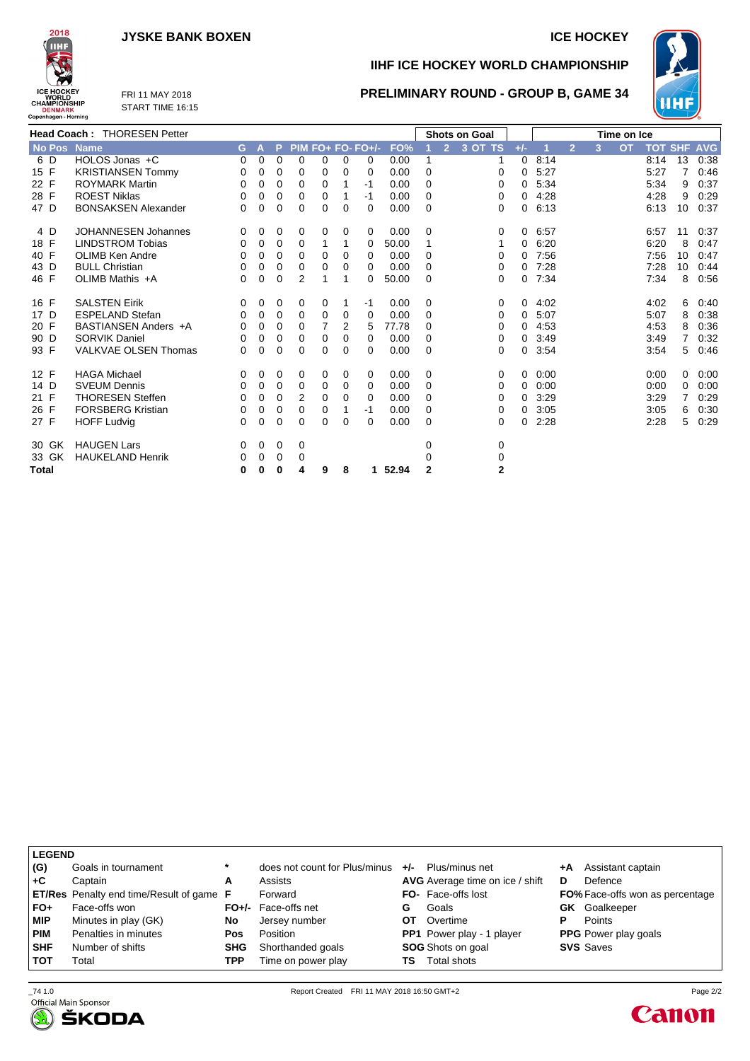JYSKE BANK BOXEN

ICE HOCKEY

FRI 11 MAY 2018
START TIME 16:15

# IIHF ICE HOCKEY WORLD CHAMPIONSHIP

## PRELIMINARY ROUND - GROUP B, GAME 34

**Head Coach :** THORESEN Petter

| No | Pos | Name | G | A | P | PIM | FO+ | FO- | FO+/- | FO% | SOG 1 | SOG 2 | SOG 3 | SOG OT | SOG TS | +/- | TOI 1 | TOI 2 | TOI 3 | TOI OT | TOT | SHF | AVG |
|---|---|---|---|---|---|---|---|---|---|---|---|---|---|---|---|---|---|---|---|---|---|---|---|
| 6 | D | HOLOS Jonas +C | 0 | 0 | 0 | 0 | 0 | 0 | 0 | 0.00 | 1 | | | | 1 | 0 | 8:14 | | | | 8:14 | 13 | 0:38 |
| 15 | F | KRISTIANSEN Tommy | 0 | 0 | 0 | 0 | 0 | 0 | 0 | 0.00 | 0 | | | | 0 | 0 | 5:27 | | | | 5:27 | 7 | 0:46 |
| 22 | F | ROYMARK Martin | 0 | 0 | 0 | 0 | 0 | 1 | -1 | 0.00 | 0 | | | | 0 | 0 | 5:34 | | | | 5:34 | 9 | 0:37 |
| 28 | F | ROEST Niklas | 0 | 0 | 0 | 0 | 0 | 1 | -1 | 0.00 | 0 | | | | 0 | 0 | 4:28 | | | | 4:28 | 9 | 0:29 |
| 47 | D | BONSAKSEN Alexander | 0 | 0 | 0 | 0 | 0 | 0 | 0 | 0.00 | 0 | | | | 0 | 0 | 6:13 | | | | 6:13 | 10 | 0:37 |
| 4 | D | JOHANNESEN Johannes | 0 | 0 | 0 | 0 | 0 | 0 | 0 | 0.00 | 0 | | | | 0 | 0 | 6:57 | | | | 6:57 | 11 | 0:37 |
| 18 | F | LINDSTROM Tobias | 0 | 0 | 0 | 0 | 1 | 1 | 0 | 50.00 | 1 | | | | 1 | 0 | 6:20 | | | | 6:20 | 8 | 0:47 |
| 40 | F | OLIMB Ken Andre | 0 | 0 | 0 | 0 | 0 | 0 | 0 | 0.00 | 0 | | | | 0 | 0 | 7:56 | | | | 7:56 | 10 | 0:47 |
| 43 | D | BULL Christian | 0 | 0 | 0 | 0 | 0 | 0 | 0 | 0.00 | 0 | | | | 0 | 0 | 7:28 | | | | 7:28 | 10 | 0:44 |
| 46 | F | OLIMB Mathis +A | 0 | 0 | 0 | 2 | 1 | 1 | 0 | 50.00 | 0 | | | | 0 | 0 | 7:34 | | | | 7:34 | 8 | 0:56 |
| 16 | F | SALSTEN Eirik | 0 | 0 | 0 | 0 | 0 | 1 | -1 | 0.00 | 0 | | | | 0 | 0 | 4:02 | | | | 4:02 | 6 | 0:40 |
| 17 | D | ESPELAND Stefan | 0 | 0 | 0 | 0 | 0 | 0 | 0 | 0.00 | 0 | | | | 0 | 0 | 5:07 | | | | 5:07 | 8 | 0:38 |
| 20 | F | BASTIANSEN Anders +A | 0 | 0 | 0 | 0 | 7 | 2 | 5 | 77.78 | 0 | | | | 0 | 0 | 4:53 | | | | 4:53 | 8 | 0:36 |
| 90 | D | SORVIK Daniel | 0 | 0 | 0 | 0 | 0 | 0 | 0 | 0.00 | 0 | | | | 0 | 0 | 3:49 | | | | 3:49 | 7 | 0:32 |
| 93 | F | VALKVAE OLSEN Thomas | 0 | 0 | 0 | 0 | 0 | 0 | 0 | 0.00 | 0 | | | | 0 | 0 | 3:54 | | | | 3:54 | 5 | 0:46 |
| 12 | F | HAGA Michael | 0 | 0 | 0 | 0 | 0 | 0 | 0 | 0.00 | 0 | | | | 0 | 0 | 0:00 | | | | 0:00 | 0 | 0:00 |
| 14 | D | SVEUM Dennis | 0 | 0 | 0 | 0 | 0 | 0 | 0 | 0.00 | 0 | | | | 0 | 0 | 0:00 | | | | 0:00 | 0 | 0:00 |
| 21 | F | THORESEN Steffen | 0 | 0 | 0 | 2 | 0 | 0 | 0 | 0.00 | 0 | | | | 0 | 0 | 3:29 | | | | 3:29 | 7 | 0:29 |
| 26 | F | FORSBERG Kristian | 0 | 0 | 0 | 0 | 0 | 1 | -1 | 0.00 | 0 | | | | 0 | 0 | 3:05 | | | | 3:05 | 6 | 0:30 |
| 27 | F | HOFF Ludvig | 0 | 0 | 0 | 0 | 0 | 0 | 0 | 0.00 | 0 | | | | 0 | 0 | 2:28 | | | | 2:28 | 5 | 0:29 |
| 30 | GK | HAUGEN Lars | 0 | 0 | 0 | 0 | | | | | 0 | | | | 0 | | | | | | | | |
| 33 | GK | HAUKELAND Henrik | 0 | 0 | 0 | 0 | | | | | 0 | | | | 0 | | | | | | | | |
| **Total** | | | **0** | **0** | **0** | **4** | **9** | **8** | **1** | **52.94** | **2** | | | | **2** | | | | | | | | |

**LEGEND**

| | | | | | | | |
|---|---|---|---|---|---|---|---|
| **(G)** | Goals in tournament | ***** | does not count for Plus/minus | **+/-** | Plus/minus net | **+A** | Assistant captain |
| **+C** | Captain | **A** | Assists | **AVG** | Average time on ice / shift | **D** | Defence |
| **ET/Res** | Penalty end time/Result of game | **F** | Forward | **FO-** | Face-offs lost | **FO%** | Face-offs won as percentage |
| **FO+** | Face-offs won | **FO+/-** | Face-offs net | **G** | Goals | **GK** | Goalkeeper |
| **MIP** | Minutes in play (GK) | **No** | Jersey number | **OT** | Overtime | **P** | Points |
| **PIM** | Penalties in minutes | **Pos** | Position | **PP1** | Power play - 1 player | **PPG** | Power play goals |
| **SHF** | Number of shifts | **SHG** | Shorthanded goals | **SOG** | Shots on goal | **SVS** | Saves |
| **TOT** | Total | **TPP** | Time on power play | **TS** | Total shots | | |

_74 1.0

Report Created FRI 11 MAY 2018 16:50 GMT+2

Official Main Sponsor ŠKODA

Canon